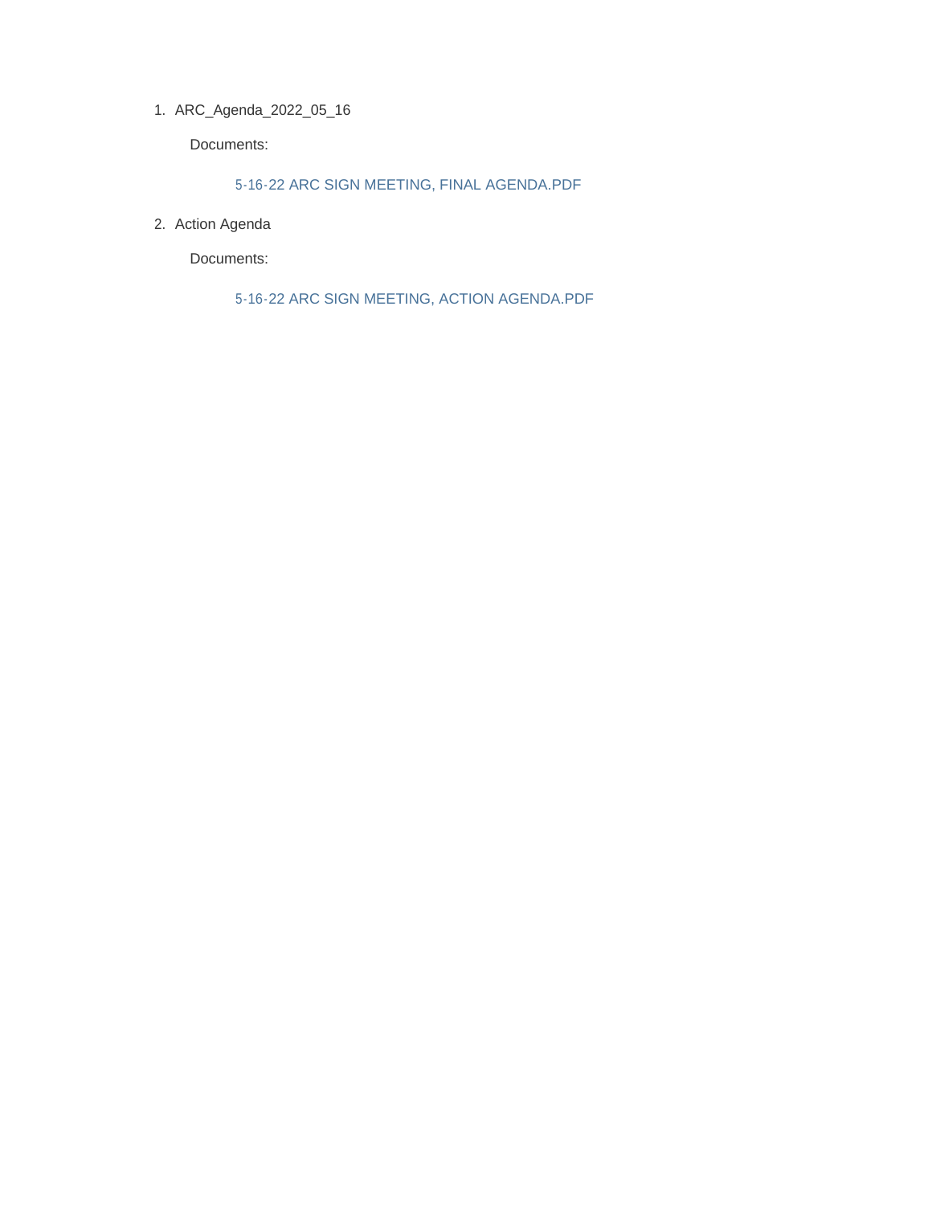1. ARC_Agenda_2022_05_16

   Documents:

   5-16-22 ARC SIGN MEETING, FINAL AGENDA.PDF

2. Action Agenda

   Documents:

   5-16-22 ARC SIGN MEETING, ACTION AGENDA.PDF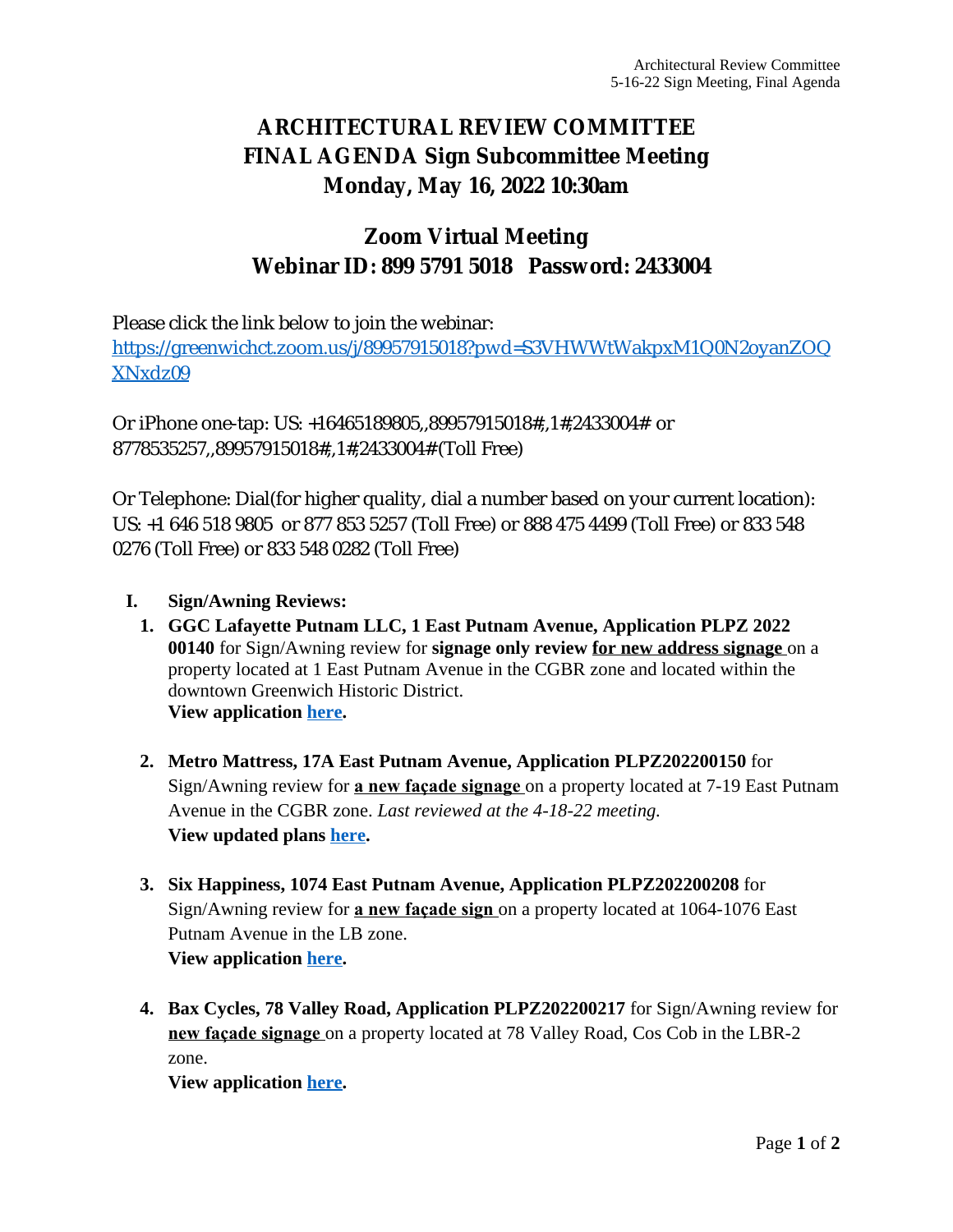# ARCHITECTURAL REVIEW COMMITTEE
# FINAL AGENDA Sign Subcommittee Meeting
# Monday, May 16, 2022 10:30am

## Zoom Virtual Meeting
## Webinar ID: 899 5791 5018 Password: 2433004

Please click the link below to join the webinar:
[https://greenwichct.zoom.us/j/89957915018?pwd=S3VHWWtWakpxM1Q0N2oyanZOQXNxdz09](https://greenwichct.zoom.us/j/89957915018?pwd=S3VHWWtWakpxM1Q0N2oyanZOQXNxdz09)

Or iPhone one-tap: US: +16465189805,,89957915018#,,1#,2433004# or 8778535257,,89957915018#,,1#,2433004# (Toll Free)

Or Telephone: Dial(for higher quality, dial a number based on your current location): US: +1 646 518 9805 or 877 853 5257 (Toll Free) or 888 475 4499 (Toll Free) or 833 548 0276 (Toll Free) or 833 548 0282 (Toll Free)

**I. Sign/Awning Reviews:**

1. **GGC Lafayette Putnam LLC, 1 East Putnam Avenue, Application PLPZ 2022 00140** for Sign/Awning review for **signage only review** **for new address signage** on a property located at 1 East Putnam Avenue in the CGBR zone and located within the downtown Greenwich Historic District.
   **View application here.**

2. **Metro Mattress, 17A East Putnam Avenue, Application PLPZ202200150** for Sign/Awning review for **a new façade signage** on a property located at 7-19 East Putnam Avenue in the CGBR zone. *Last reviewed at the 4-18-22 meeting.*
   **View updated plans here.**

3. **Six Happiness, 1074 East Putnam Avenue, Application PLPZ202200208** for Sign/Awning review for **a new façade sign** on a property located at 1064-1076 East Putnam Avenue in the LB zone.
   **View application here.**

4. **Bax Cycles, 78 Valley Road, Application PLPZ202200217** for Sign/Awning review for **new façade signage** on a property located at 78 Valley Road, Cos Cob in the LBR-2 zone.
   **View application here.**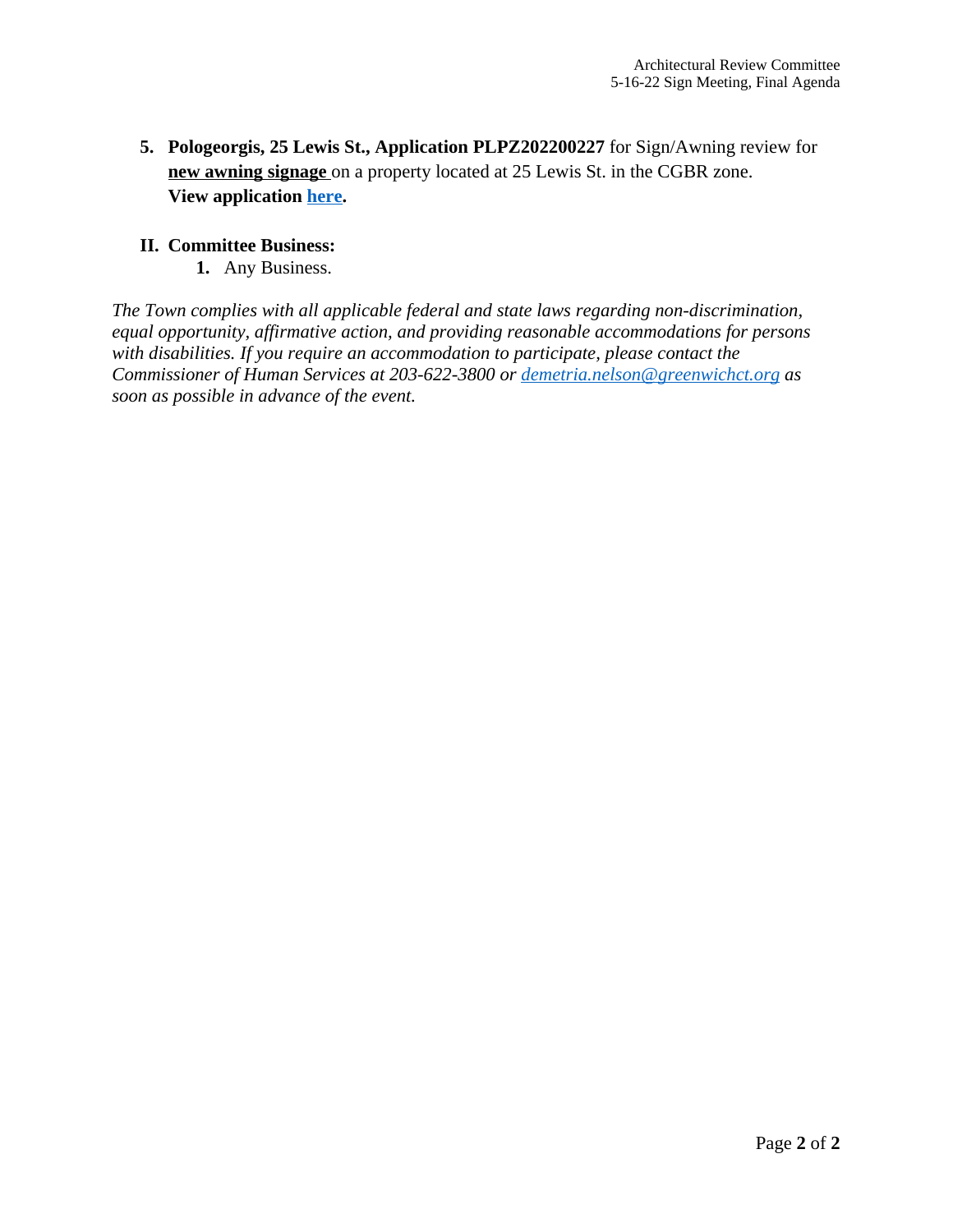5. **Pologeorgis, 25 Lewis St., Application PLPZ202200227** for Sign/Awning review for **new awning signage** on a property located at 25 Lewis St. in the CGBR zone. **View application here.**

## II. Committee Business:

1. Any Business.

*The Town complies with all applicable federal and state laws regarding non-discrimination, equal opportunity, affirmative action, and providing reasonable accommodations for persons with disabilities. If you require an accommodation to participate, please contact the Commissioner of Human Services at 203-622-3800 or demetria.nelson@greenwichct.org as soon as possible in advance of the event.*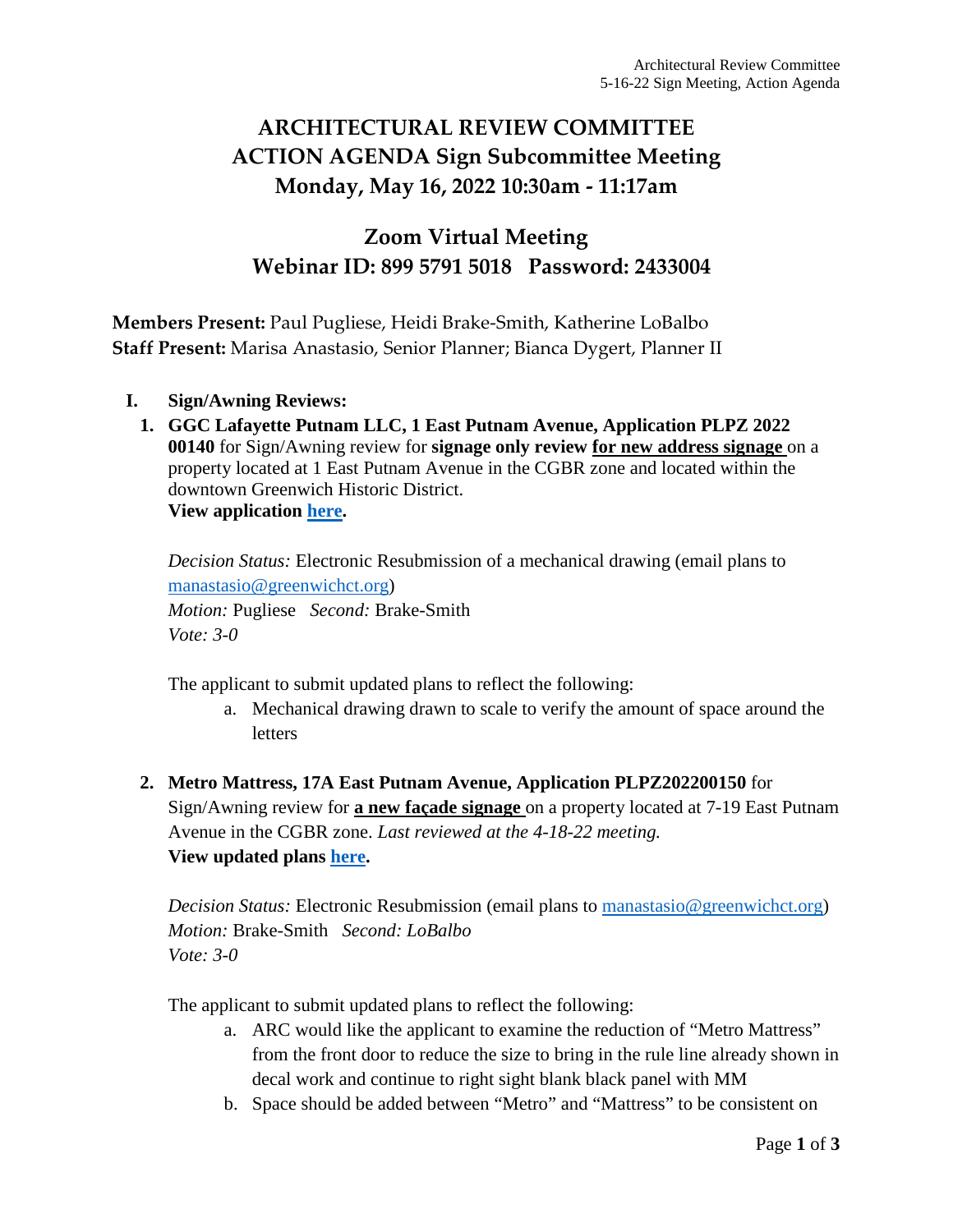# ARCHITECTURAL REVIEW COMMITTEE
# ACTION AGENDA Sign Subcommittee Meeting
# Monday, May 16, 2022 10:30am - 11:17am

## Zoom Virtual Meeting
## Webinar ID: 899 5791 5018 Password: 2433004

**Members Present:** Paul Pugliese, Heidi Brake-Smith, Katherine LoBalbo
**Staff Present:** Marisa Anastasio, Senior Planner; Bianca Dygert, Planner II

**I. Sign/Awning Reviews:**

1. **GGC Lafayette Putnam LLC, 1 East Putnam Avenue, Application PLPZ 2022 00140** for Sign/Awning review for **signage only review <u>for new address signage</u>** on a property located at 1 East Putnam Avenue in the CGBR zone and located within the downtown Greenwich Historic District.
   **View application here.**

   *Decision Status:* Electronic Resubmission of a mechanical drawing (email plans to manastasio@greenwichct.org)
   *Motion:* Pugliese *Second:* Brake-Smith
   *Vote: 3-0*

   The applicant to submit updated plans to reflect the following:

   a. Mechanical drawing drawn to scale to verify the amount of space around the letters

2. **Metro Mattress, 17A East Putnam Avenue, Application PLPZ202200150** for Sign/Awning review for **<u>a new façade signage</u>** on a property located at 7-19 East Putnam Avenue in the CGBR zone. *Last reviewed at the 4-18-22 meeting.*
   **View updated plans here.**

   *Decision Status:* Electronic Resubmission (email plans to manastasio@greenwichct.org)
   *Motion:* Brake-Smith *Second: LoBalbo*
   *Vote: 3-0*

   The applicant to submit updated plans to reflect the following:

   a. ARC would like the applicant to examine the reduction of "Metro Mattress" from the front door to reduce the size to bring in the rule line already shown in decal work and continue to right sight blank black panel with MM
   b. Space should be added between "Metro" and "Mattress" to be consistent on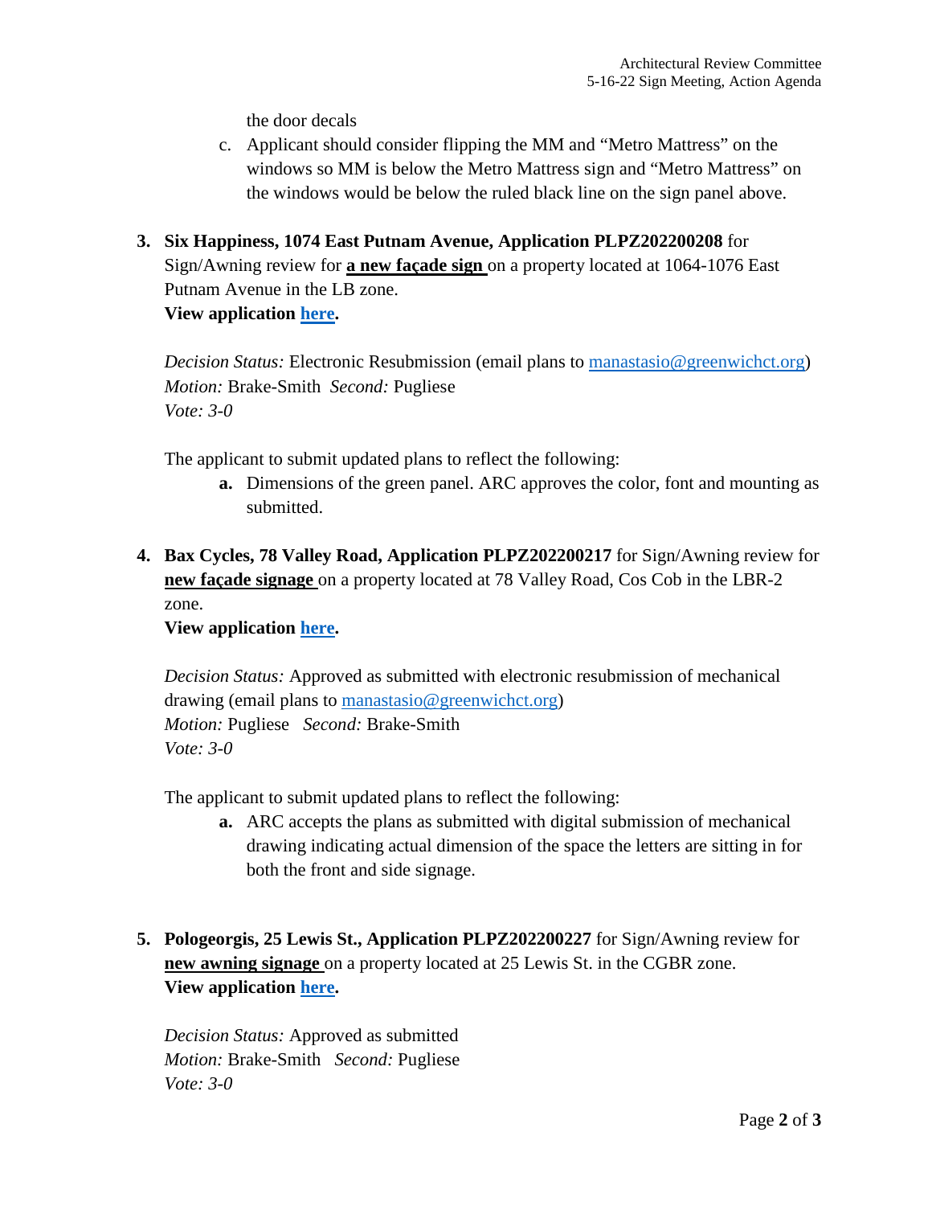the door decals

c. Applicant should consider flipping the MM and "Metro Mattress" on the windows so MM is below the Metro Mattress sign and "Metro Mattress" on the windows would be below the ruled black line on the sign panel above.

3. **Six Happiness, 1074 East Putnam Avenue, Application PLPZ202200208** for Sign/Awning review for **a new façade sign** on a property located at 1064-1076 East Putnam Avenue in the LB zone.
   **View application here.**

   *Decision Status:* Electronic Resubmission (email plans to manastasio@greenwichct.org)
   *Motion:* Brake-Smith *Second:* Pugliese
   *Vote: 3-0*

   The applicant to submit updated plans to reflect the following:

   **a.** Dimensions of the green panel. ARC approves the color, font and mounting as submitted.

4. **Bax Cycles, 78 Valley Road, Application PLPZ202200217** for Sign/Awning review for **new façade signage** on a property located at 78 Valley Road, Cos Cob in the LBR-2 zone.
   **View application here.**

   *Decision Status:* Approved as submitted with electronic resubmission of mechanical drawing (email plans to manastasio@greenwichct.org)
   *Motion:* Pugliese *Second:* Brake-Smith
   *Vote: 3-0*

   The applicant to submit updated plans to reflect the following:

   **a.** ARC accepts the plans as submitted with digital submission of mechanical drawing indicating actual dimension of the space the letters are sitting in for both the front and side signage.

5. **Pologeorgis, 25 Lewis St., Application PLPZ202200227** for Sign/Awning review for **new awning signage** on a property located at 25 Lewis St. in the CGBR zone.
   **View application here.**

   *Decision Status:* Approved as submitted
   *Motion:* Brake-Smith *Second:* Pugliese
   *Vote: 3-0*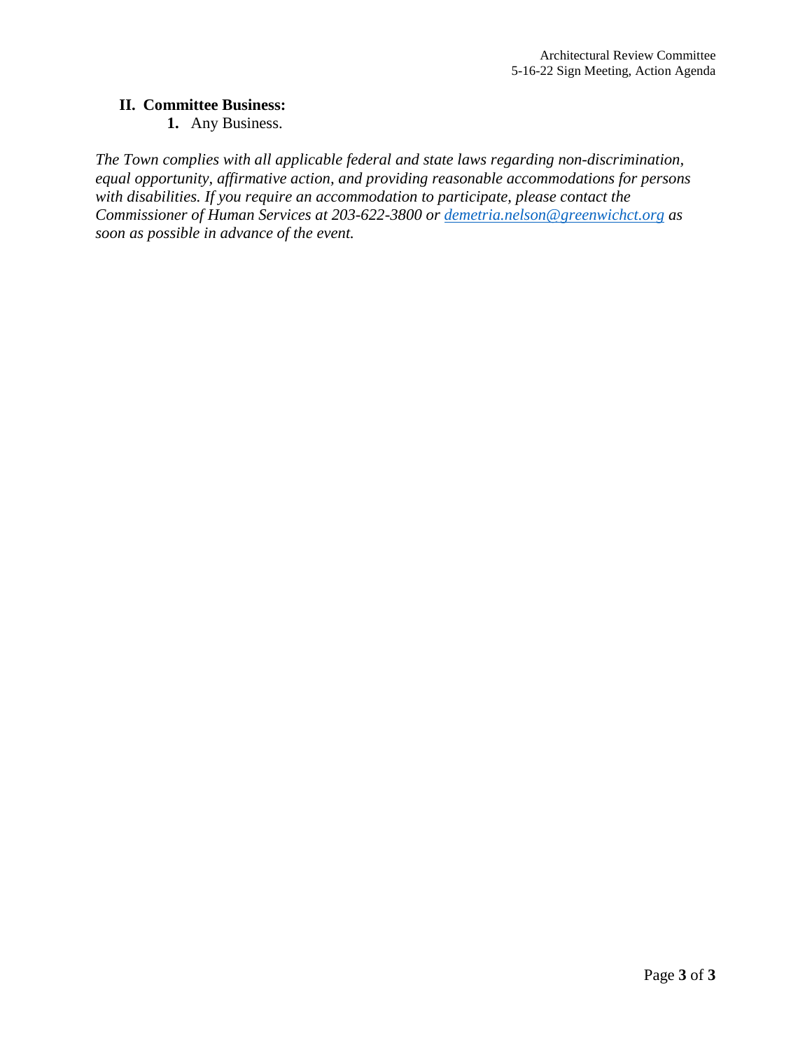## II. Committee Business:

1. Any Business.

*The Town complies with all applicable federal and state laws regarding non-discrimination, equal opportunity, affirmative action, and providing reasonable accommodations for persons with disabilities. If you require an accommodation to participate, please contact the Commissioner of Human Services at 203-622-3800 or demetria.nelson@greenwichct.org as soon as possible in advance of the event.*